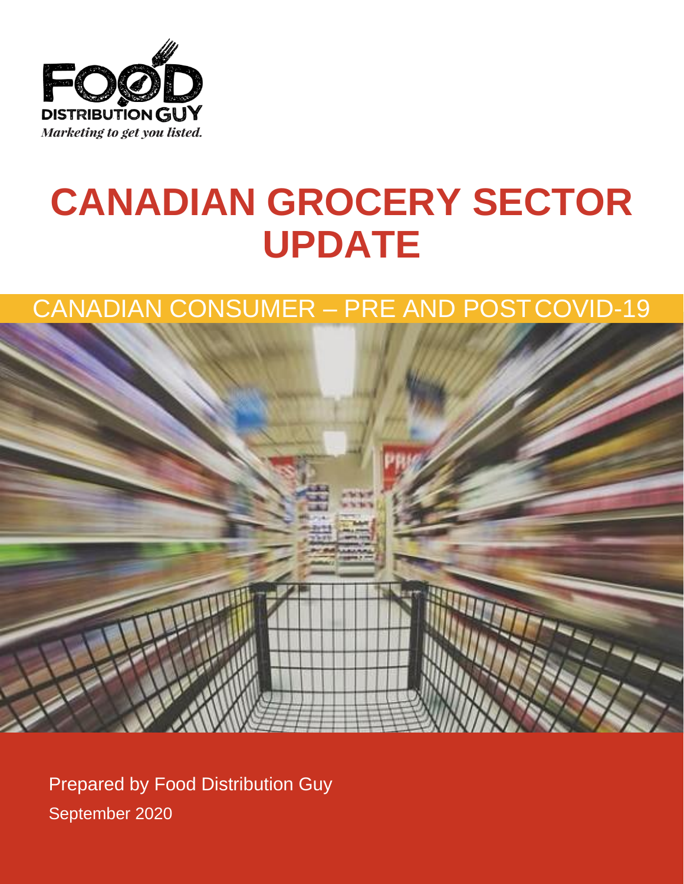FOOD DISTRIBUTION GUY

*Marketing to get you listed.*

# CANADIAN GROCERY SECTOR UPDATE

## CANADIAN CONSUMER – PRE AND POST COVID-19

Prepared by Food Distribution Guy

September 2020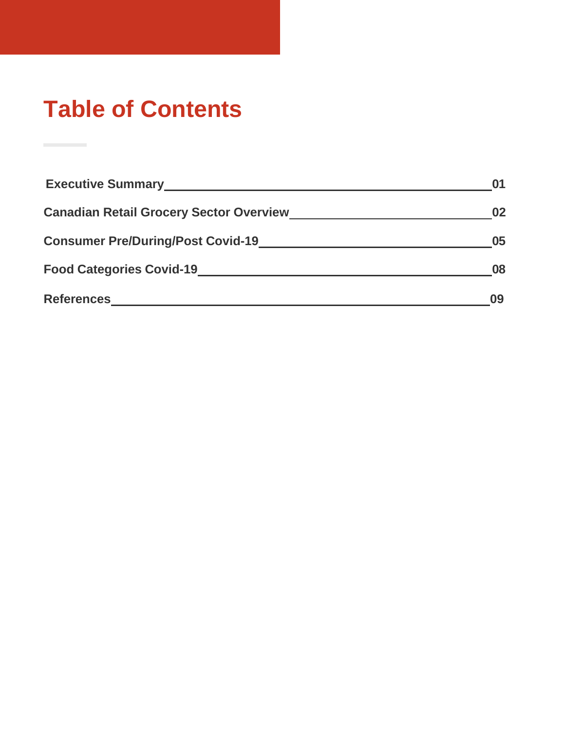# Table of Contents

| | |
|---|---|
| **Executive Summary** | **01** |
| **Canadian Retail Grocery Sector Overview** | **02** |
| **Consumer Pre/During/Post Covid-19** | **05** |
| **Food Categories Covid-19** | **08** |
| **References** | **09** |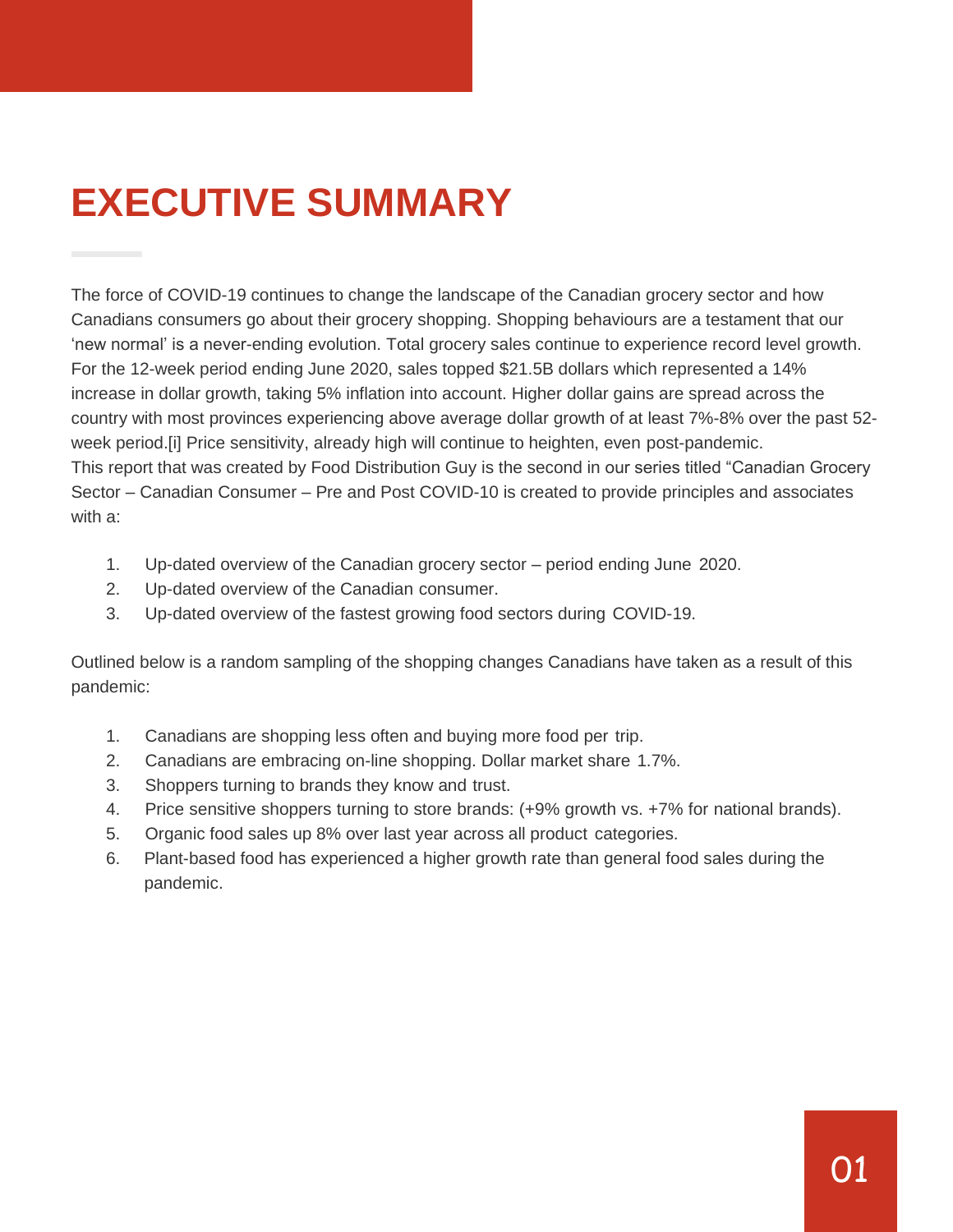# EXECUTIVE SUMMARY

The force of COVID-19 continues to change the landscape of the Canadian grocery sector and how Canadians consumers go about their grocery shopping. Shopping behaviours are a testament that our 'new normal' is a never-ending evolution. Total grocery sales continue to experience record level growth. For the 12-week period ending June 2020, sales topped $21.5B dollars which represented a 14% increase in dollar growth, taking 5% inflation into account. Higher dollar gains are spread across the country with most provinces experiencing above average dollar growth of at least 7%-8% over the past 52-week period.[i] Price sensitivity, already high will continue to heighten, even post-pandemic.
This report that was created by Food Distribution Guy is the second in our series titled "Canadian Grocery Sector – Canadian Consumer – Pre and Post COVID-10 is created to provide principles and associates with a:

1. Up-dated overview of the Canadian grocery sector – period ending June 2020.
2. Up-dated overview of the Canadian consumer.
3. Up-dated overview of the fastest growing food sectors during COVID-19.

Outlined below is a random sampling of the shopping changes Canadians have taken as a result of this pandemic:

1. Canadians are shopping less often and buying more food per trip.
2. Canadians are embracing on-line shopping. Dollar market share 1.7%.
3. Shoppers turning to brands they know and trust.
4. Price sensitive shoppers turning to store brands: (+9% growth vs. +7% for national brands).
5. Organic food sales up 8% over last year across all product categories.
6. Plant-based food has experienced a higher growth rate than general food sales during the pandemic.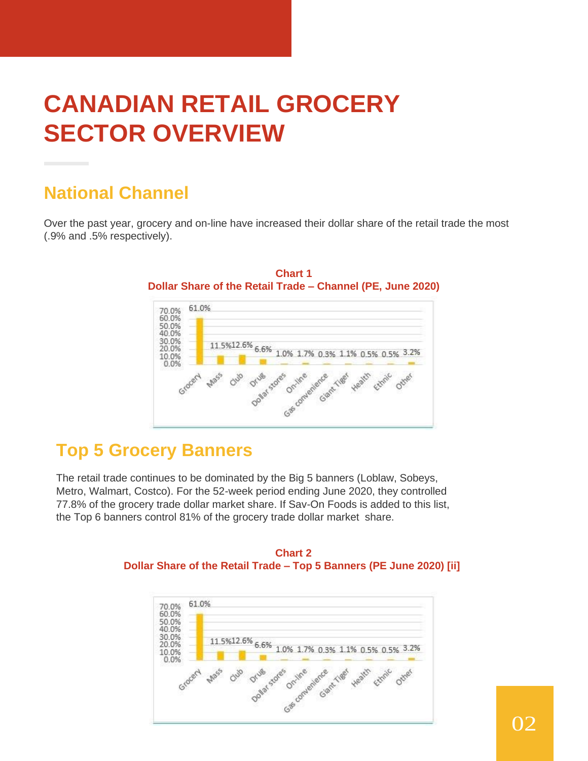# CANADIAN RETAIL GROCERY SECTOR OVERVIEW

## National Channel

Over the past year, grocery and on-line have increased their dollar share of the retail trade the most (.9% and .5% respectively).

**Chart 1**
**Dollar Share of the Retail Trade – Channel (PE, June 2020)**

| Channel | Share |
|---|---|
| Grocery | 61.0% |
| Mass | 11.5% |
| Club | 12.6% |
| Drug | 6.6% |
| Dollar stores | 1.0% |
| On-line | 1.7% |
| Gas convenience | 0.3% |
| Giant Tiger | 1.1% |
| Health | 0.5% |
| Ethnic | 0.5% |
| Other | 3.2% |

## Top 5 Grocery Banners

The retail trade continues to be dominated by the Big 5 banners (Loblaw, Sobeys, Metro, Walmart, Costco). For the 52-week period ending June 2020, they controlled 77.8% of the grocery trade dollar market share. If Sav-On Foods is added to this list, the Top 6 banners control 81% of the grocery trade dollar market share.

**Chart 2**
**Dollar Share of the Retail Trade – Top 5 Banners (PE June 2020) [ii]**

| Channel | Share |
|---|---|
| Grocery | 61.0% |
| Mass | 11.5% |
| Club | 12.6% |
| Drug | 6.6% |
| Dollar stores | 1.0% |
| On-line | 1.7% |
| Gas convenience | 0.3% |
| Giant Tiger | 1.1% |
| Health | 0.5% |
| Ethnic | 0.5% |
| Other | 3.2% |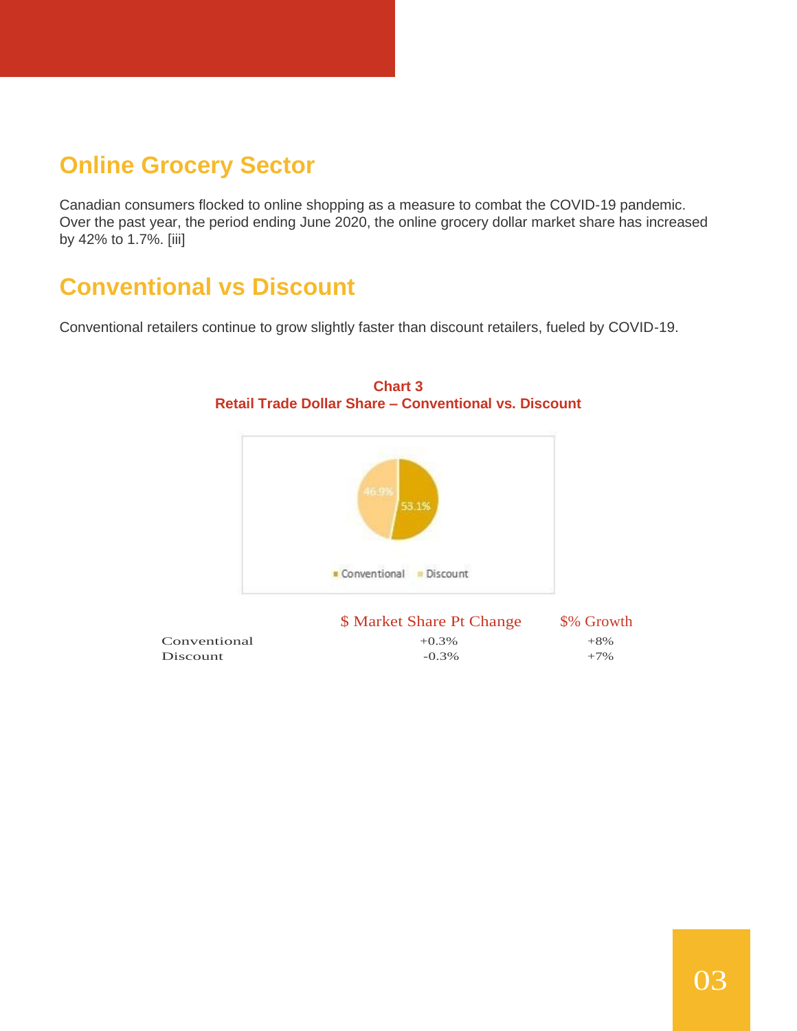## Online Grocery Sector

Canadian consumers flocked to online shopping as a measure to combat the COVID-19 pandemic. Over the past year, the period ending June 2020, the online grocery dollar market share has increased by 42% to 1.7%. [iii]

## Conventional vs Discount

Conventional retailers continue to grow slightly faster than discount retailers, fueled by COVID-19.

**Chart 3**
**Retail Trade Dollar Share – Conventional vs. Discount**

| | $ Market Share Pt Change | $% Growth |
|---|---|---|
| Conventional | +0.3% | +8% |
| Discount | -0.3% | +7% |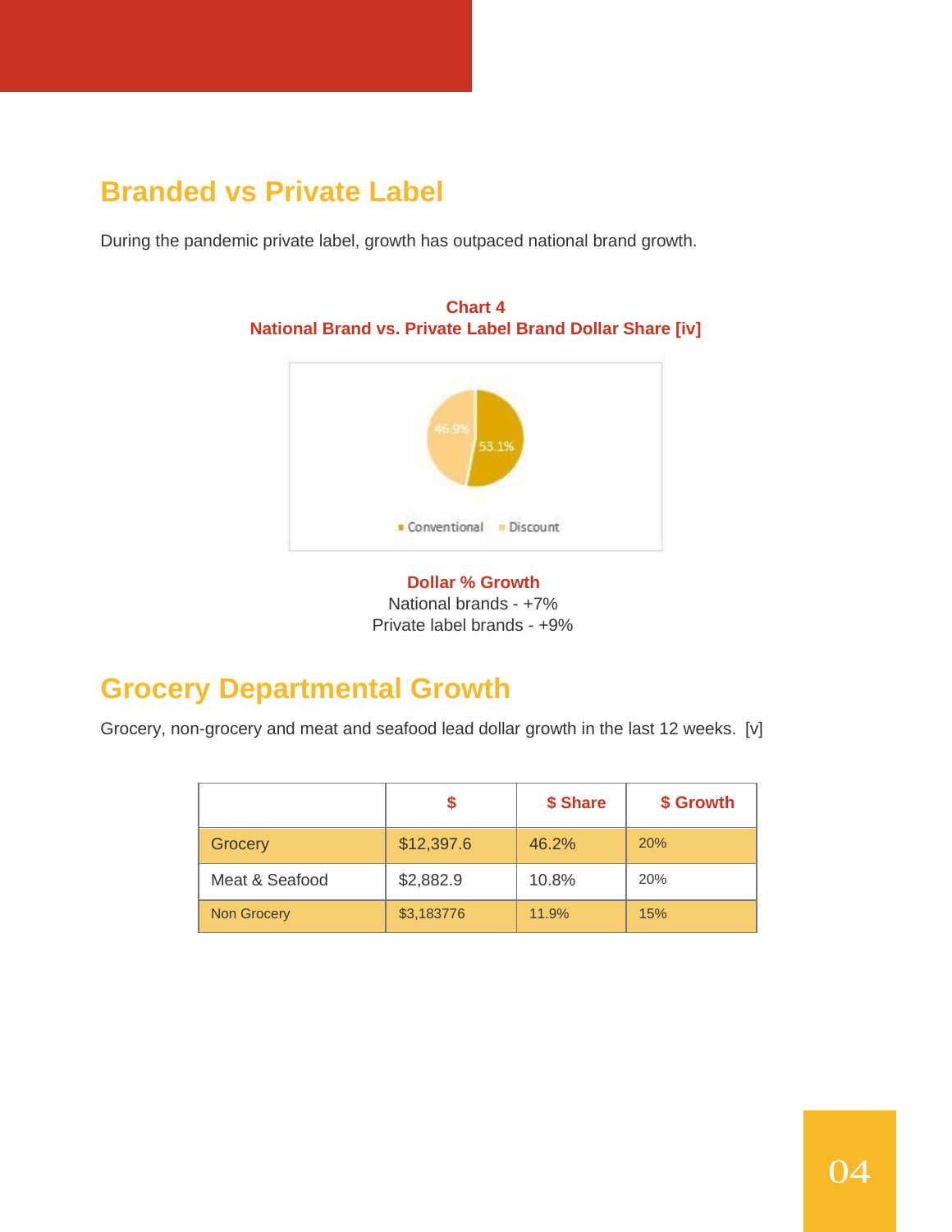## Branded vs Private Label

During the pandemic private label, growth has outpaced national brand growth.

**Chart 4**
**National Brand vs. Private Label Brand Dollar Share [iv]**

46.9%

53.1%

Conventional Discount

**Dollar % Growth**

National brands - +7%

Private label brands - +9%

## Grocery Departmental Growth

Grocery, non-grocery and meat and seafood lead dollar growth in the last 12 weeks. [v]

| | $ | $ Share | $ Growth |
|---|---|---|---|
| Grocery | $12,397.6 | 46.2% | 20% |
| Meat & Seafood | $2,882.9 | 10.8% | 20% |
| Non Grocery | $3,183776 | 11.9% | 15% |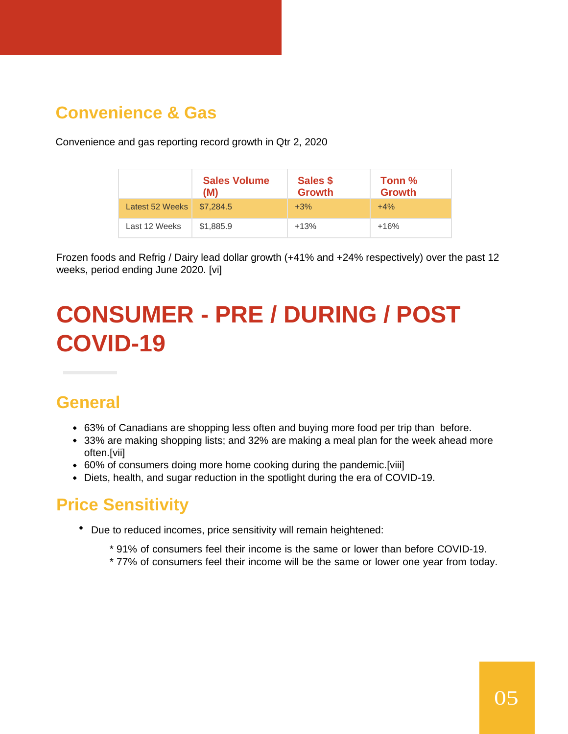## Convenience & Gas

Convenience and gas reporting record growth in Qtr 2, 2020

| | Sales Volume (M) | Sales $ Growth | Tonn % Growth |
|---|---|---|---|
| Latest 52 Weeks | $7,284.5 | +3% | +4% |
| Last 12 Weeks | $1,885.9 | +13% | +16% |

Frozen foods and Refrig / Dairy lead dollar growth (+41% and +24% respectively) over the past 12 weeks, period ending June 2020. [vi]

# CONSUMER - PRE / DURING / POST COVID-19

## General

- 63% of Canadians are shopping less often and buying more food per trip than before.
- 33% are making shopping lists; and 32% are making a meal plan for the week ahead more often.[vii]
- 60% of consumers doing more home cooking during the pandemic.[viii]
- Diets, health, and sugar reduction in the spotlight during the era of COVID-19.

## Price Sensitivity

- Due to reduced incomes, price sensitivity will remain heightened:

  * 91% of consumers feel their income is the same or lower than before COVID-19.
  * 77% of consumers feel their income will be the same or lower one year from today.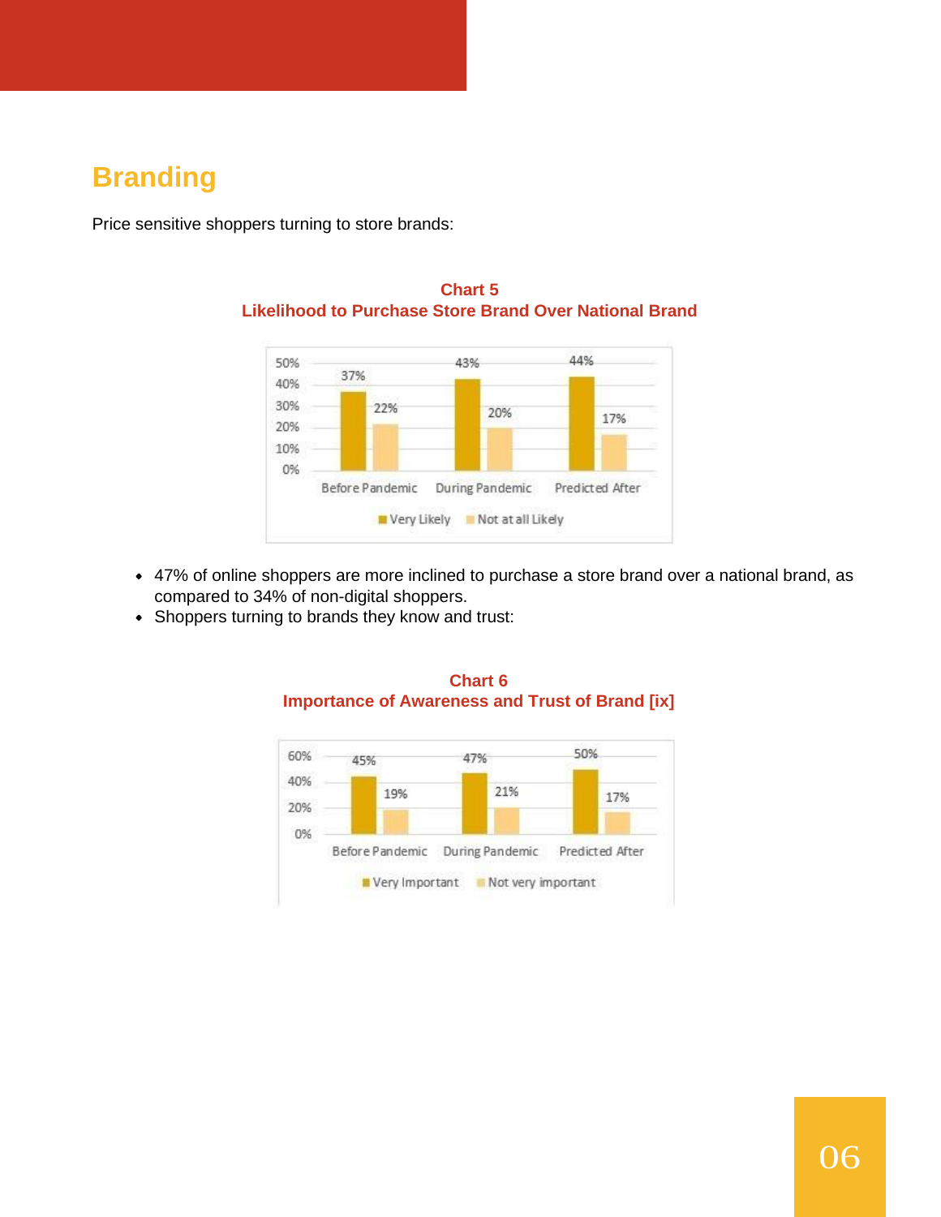## Branding

Price sensitive shoppers turning to store brands:

**Chart 5**
**Likelihood to Purchase Store Brand Over National Brand**

| | Before Pandemic | During Pandemic | Predicted After |
|---|---|---|---|
| Very Likely | 37% | 43% | 44% |
| Not at all Likely | 22% | 20% | 17% |

- 47% of online shoppers are more inclined to purchase a store brand over a national brand, as compared to 34% of non-digital shoppers.
- Shoppers turning to brands they know and trust:

**Chart 6**
**Importance of Awareness and Trust of Brand [ix]**

| | Before Pandemic | During Pandemic | Predicted After |
|---|---|---|---|
| Very Important | 45% | 47% | 50% |
| Not very important | 19% | 21% | 17% |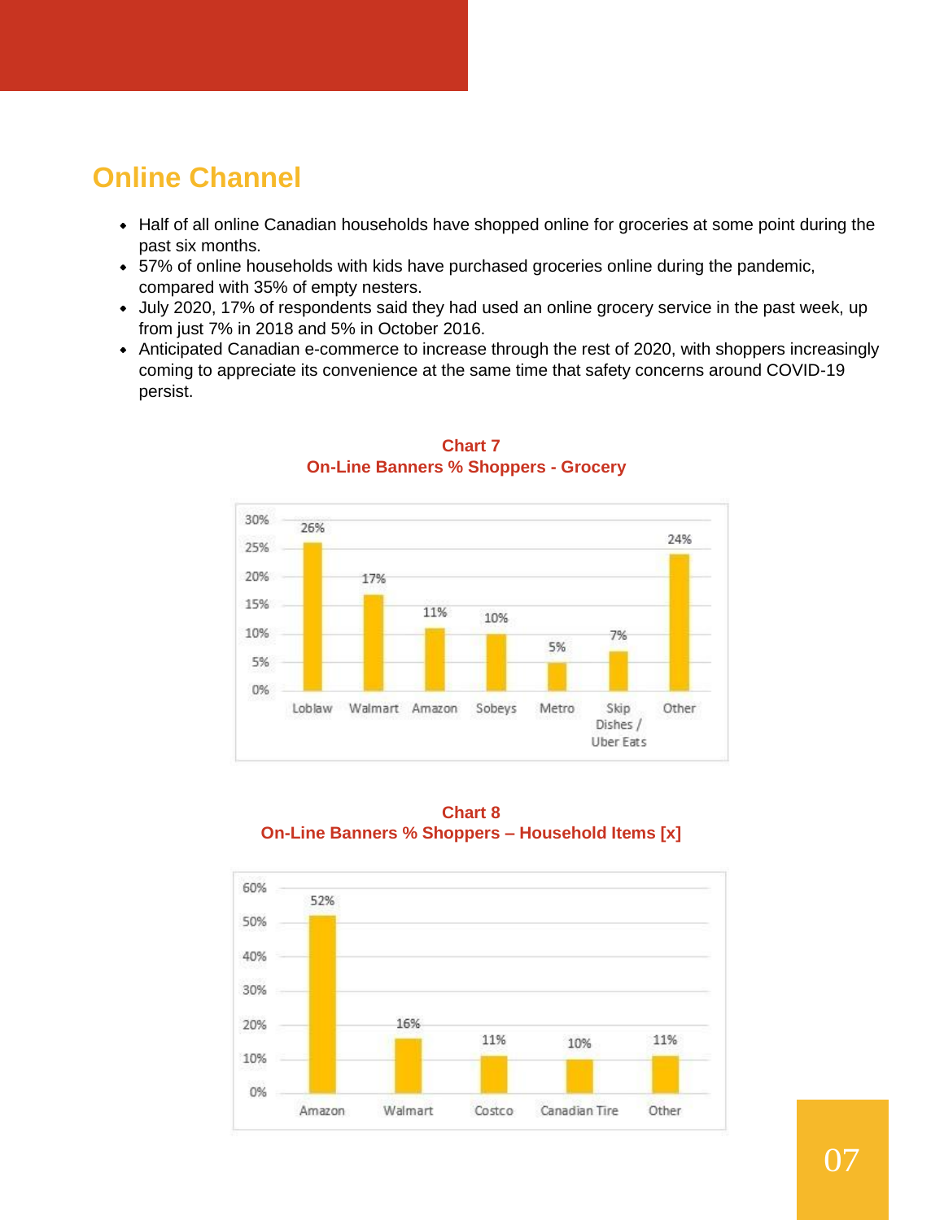## Online Channel

- Half of all online Canadian households have shopped online for groceries at some point during the past six months.
- 57% of online households with kids have purchased groceries online during the pandemic, compared with 35% of empty nesters.
- July 2020, 17% of respondents said they had used an online grocery service in the past week, up from just 7% in 2018 and 5% in October 2016.
- Anticipated Canadian e-commerce to increase through the rest of 2020, with shoppers increasingly coming to appreciate its convenience at the same time that safety concerns around COVID-19 persist.

**Chart 7**
**On-Line Banners % Shoppers - Grocery**

| Banner | % Shoppers |
|---|---|
| Loblaw | 26% |
| Walmart | 17% |
| Amazon | 11% |
| Sobeys | 10% |
| Metro | 5% |
| Skip Dishes / Uber Eats | 7% |
| Other | 24% |

**Chart 8**
**On-Line Banners % Shoppers – Household Items [x]**

| Banner | % Shoppers |
|---|---|
| Amazon | 52% |
| Walmart | 16% |
| Costco | 11% |
| Canadian Tire | 10% |
| Other | 11% |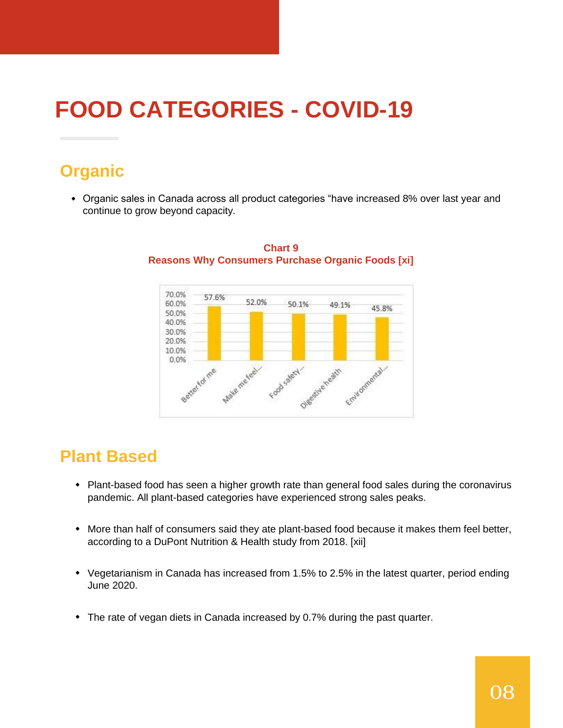# FOOD CATEGORIES - COVID-19

## Organic

- Organic sales in Canada across all product categories “have increased 8% over last year and continue to grow beyond capacity.

**Chart 9**
**Reasons Why Consumers Purchase Organic Foods [xi]**

| Reason | Percentage |
|---|---|
| Better for me | 57.6% |
| Make me feel... | 52.0% |
| Food safety... | 50.1% |
| Digestive health | 49.1% |
| Environmental... | 45.8% |

## Plant Based

- Plant-based food has seen a higher growth rate than general food sales during the coronavirus pandemic. All plant-based categories have experienced strong sales peaks.
- More than half of consumers said they ate plant-based food because it makes them feel better, according to a DuPont Nutrition & Health study from 2018. [xii]
- Vegetarianism in Canada has increased from 1.5% to 2.5% in the latest quarter, period ending June 2020.
- The rate of vegan diets in Canada increased by 0.7% during the past quarter.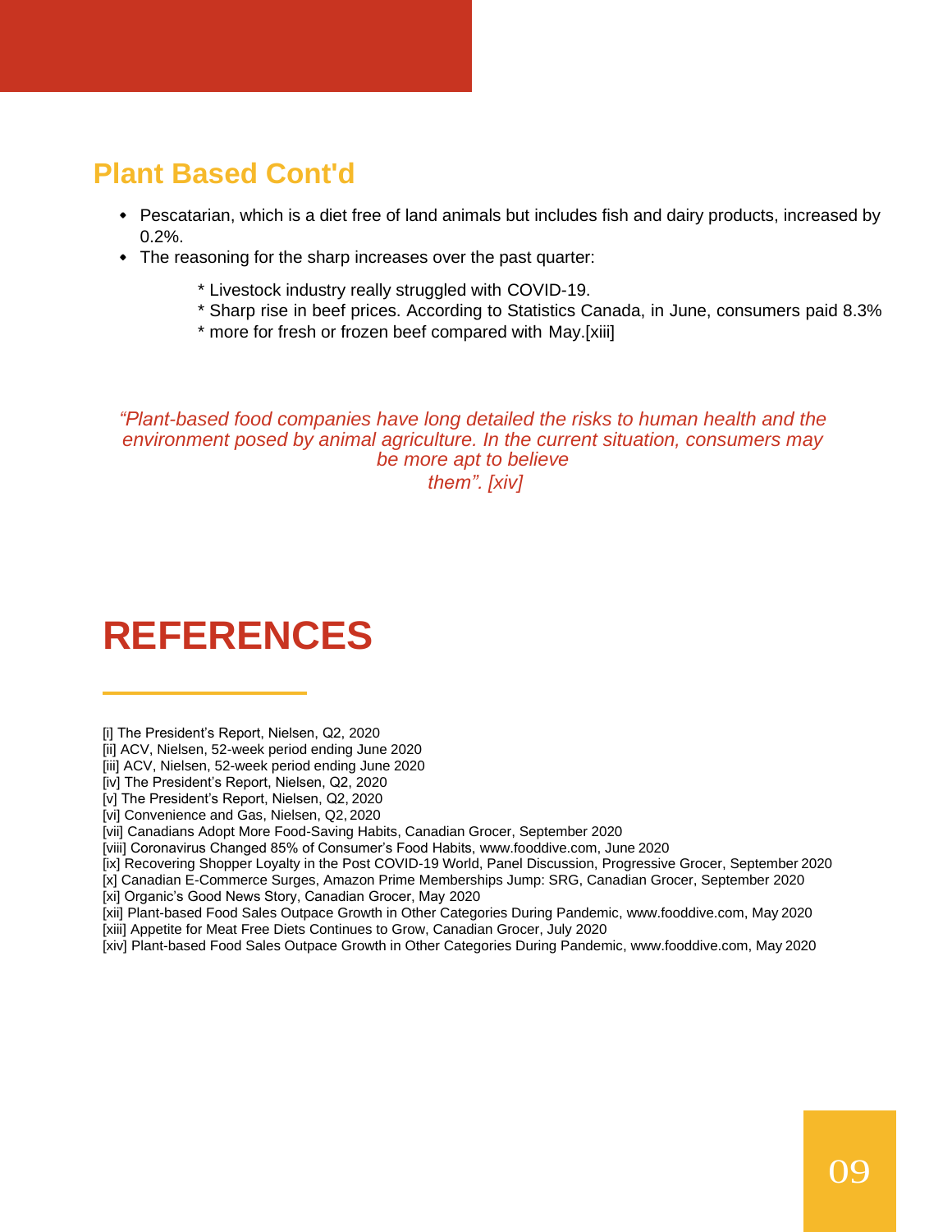## Plant Based Cont'd

- Pescatarian, which is a diet free of land animals but includes fish and dairy products, increased by 0.2%.
- The reasoning for the sharp increases over the past quarter:

    * Livestock industry really struggled with COVID-19.
    * Sharp rise in beef prices. According to Statistics Canada, in June, consumers paid 8.3%
    * more for fresh or frozen beef compared with May.[xiii]

*“Plant-based food companies have long detailed the risks to human health and the environment posed by animal agriculture. In the current situation, consumers may be more apt to believe them”. [xiv]*

# REFERENCES

[i] The President’s Report, Nielsen, Q2, 2020
[ii] ACV, Nielsen, 52-week period ending June 2020
[iii] ACV, Nielsen, 52-week period ending June 2020
[iv] The President’s Report, Nielsen, Q2, 2020
[v] The President’s Report, Nielsen, Q2, 2020
[vi] Convenience and Gas, Nielsen, Q2, 2020
[vii] Canadians Adopt More Food-Saving Habits, Canadian Grocer, September 2020
[viii] Coronavirus Changed 85% of Consumer’s Food Habits, www.fooddive.com, June 2020
[ix] Recovering Shopper Loyalty in the Post COVID-19 World, Panel Discussion, Progressive Grocer, September 2020
[x] Canadian E-Commerce Surges, Amazon Prime Memberships Jump: SRG, Canadian Grocer, September 2020
[xi] Organic’s Good News Story, Canadian Grocer, May 2020
[xii] Plant-based Food Sales Outpace Growth in Other Categories During Pandemic, www.fooddive.com, May 2020
[xiii] Appetite for Meat Free Diets Continues to Grow, Canadian Grocer, July 2020
[xiv] Plant-based Food Sales Outpace Growth in Other Categories During Pandemic, www.fooddive.com, May 2020